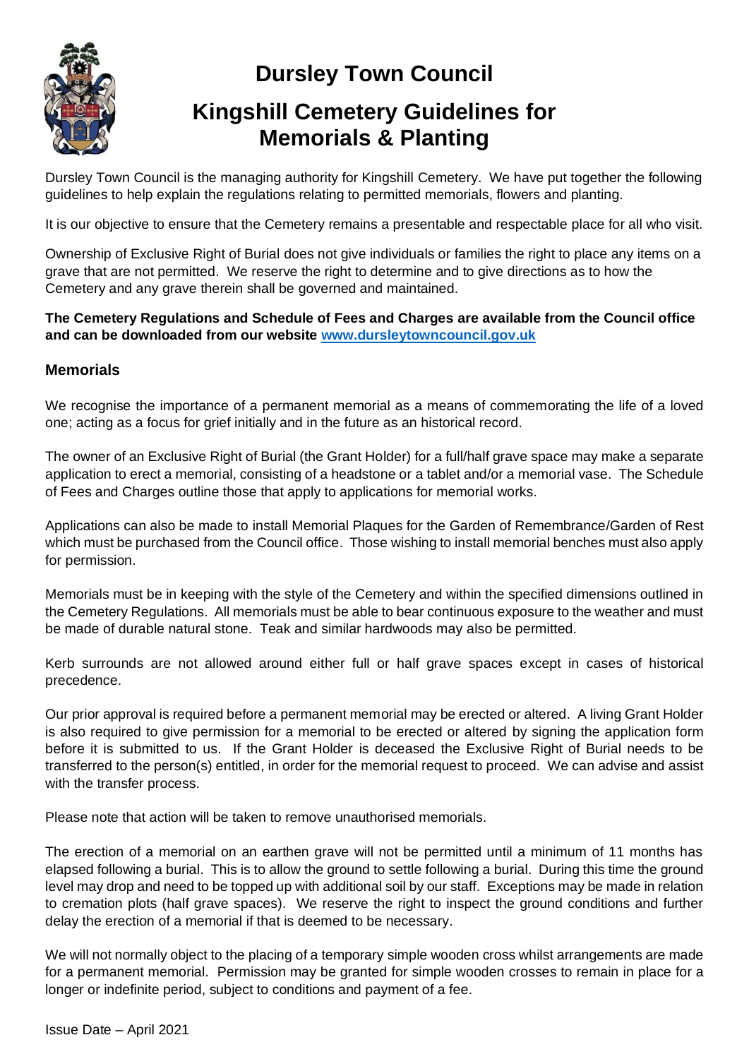# Dursley Town Council

# Kingshill Cemetery Guidelines for Memorials & Planting

Dursley Town Council is the managing authority for Kingshill Cemetery. We have put together the following guidelines to help explain the regulations relating to permitted memorials, flowers and planting.

It is our objective to ensure that the Cemetery remains a presentable and respectable place for all who visit.

Ownership of Exclusive Right of Burial does not give individuals or families the right to place any items on a grave that are not permitted. We reserve the right to determine and to give directions as to how the Cemetery and any grave therein shall be governed and maintained.

**The Cemetery Regulations and Schedule of Fees and Charges are available from the Council office and can be downloaded from our website [www.dursleytowncouncil.gov.uk](http://www.dursleytowncouncil.gov.uk)**

## Memorials

We recognise the importance of a permanent memorial as a means of commemorating the life of a loved one; acting as a focus for grief initially and in the future as an historical record.

The owner of an Exclusive Right of Burial (the Grant Holder) for a full/half grave space may make a separate application to erect a memorial, consisting of a headstone or a tablet and/or a memorial vase. The Schedule of Fees and Charges outline those that apply to applications for memorial works.

Applications can also be made to install Memorial Plaques for the Garden of Remembrance/Garden of Rest which must be purchased from the Council office. Those wishing to install memorial benches must also apply for permission.

Memorials must be in keeping with the style of the Cemetery and within the specified dimensions outlined in the Cemetery Regulations. All memorials must be able to bear continuous exposure to the weather and must be made of durable natural stone. Teak and similar hardwoods may also be permitted.

Kerb surrounds are not allowed around either full or half grave spaces except in cases of historical precedence.

Our prior approval is required before a permanent memorial may be erected or altered. A living Grant Holder is also required to give permission for a memorial to be erected or altered by signing the application form before it is submitted to us. If the Grant Holder is deceased the Exclusive Right of Burial needs to be transferred to the person(s) entitled, in order for the memorial request to proceed. We can advise and assist with the transfer process.

Please note that action will be taken to remove unauthorised memorials.

The erection of a memorial on an earthen grave will not be permitted until a minimum of 11 months has elapsed following a burial. This is to allow the ground to settle following a burial. During this time the ground level may drop and need to be topped up with additional soil by our staff. Exceptions may be made in relation to cremation plots (half grave spaces). We reserve the right to inspect the ground conditions and further delay the erection of a memorial if that is deemed to be necessary.

We will not normally object to the placing of a temporary simple wooden cross whilst arrangements are made for a permanent memorial. Permission may be granted for simple wooden crosses to remain in place for a longer or indefinite period, subject to conditions and payment of a fee.

Issue Date – April 2021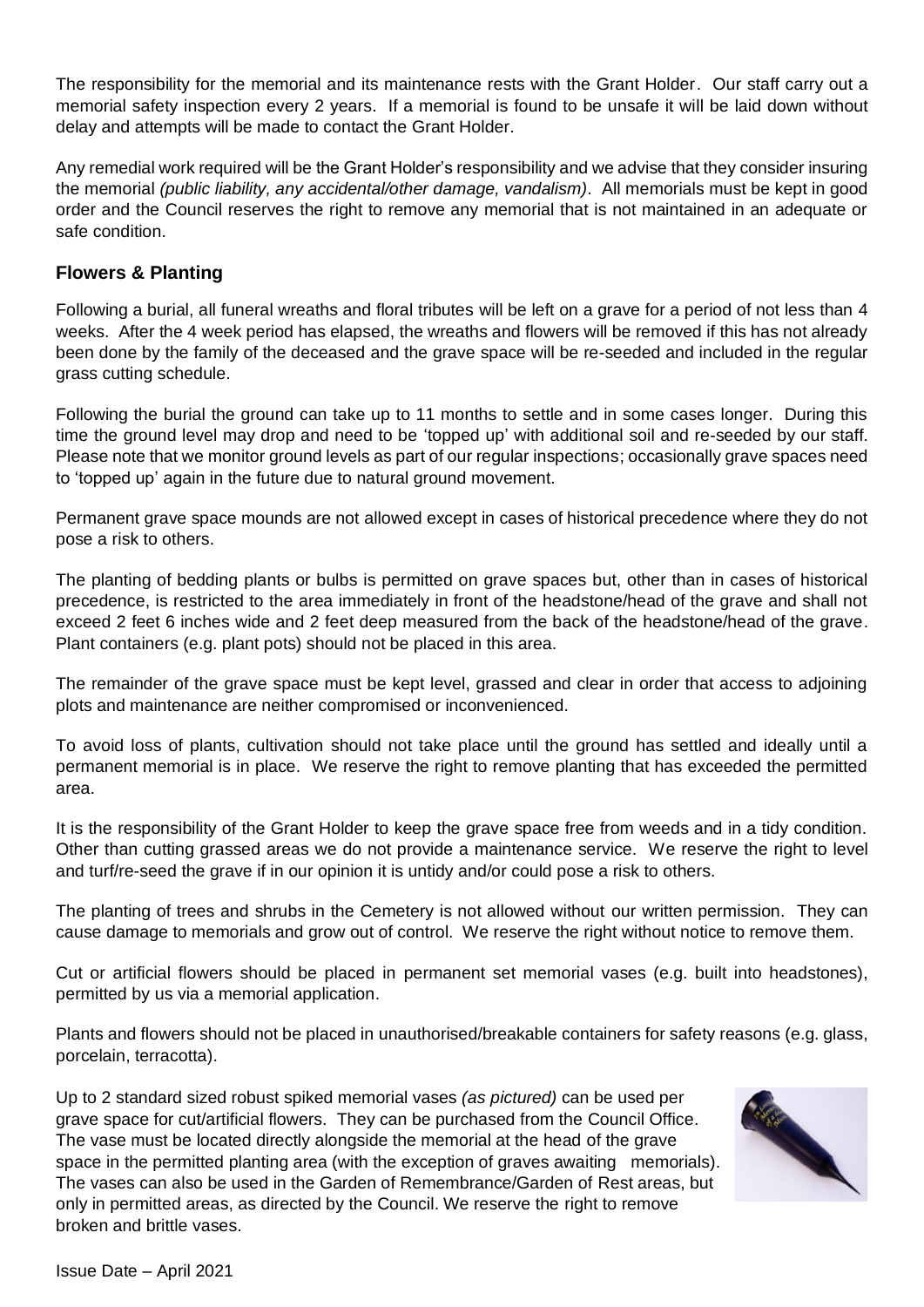The responsibility for the memorial and its maintenance rests with the Grant Holder. Our staff carry out a memorial safety inspection every 2 years. If a memorial is found to be unsafe it will be laid down without delay and attempts will be made to contact the Grant Holder.

Any remedial work required will be the Grant Holder's responsibility and we advise that they consider insuring the memorial *(public liability, any accidental/other damage, vandalism)*. All memorials must be kept in good order and the Council reserves the right to remove any memorial that is not maintained in an adequate or safe condition.

### Flowers & Planting

Following a burial, all funeral wreaths and floral tributes will be left on a grave for a period of not less than 4 weeks. After the 4 week period has elapsed, the wreaths and flowers will be removed if this has not already been done by the family of the deceased and the grave space will be re-seeded and included in the regular grass cutting schedule.

Following the burial the ground can take up to 11 months to settle and in some cases longer. During this time the ground level may drop and need to be 'topped up' with additional soil and re-seeded by our staff. Please note that we monitor ground levels as part of our regular inspections; occasionally grave spaces need to 'topped up' again in the future due to natural ground movement.

Permanent grave space mounds are not allowed except in cases of historical precedence where they do not pose a risk to others.

The planting of bedding plants or bulbs is permitted on grave spaces but, other than in cases of historical precedence, is restricted to the area immediately in front of the headstone/head of the grave and shall not exceed 2 feet 6 inches wide and 2 feet deep measured from the back of the headstone/head of the grave. Plant containers (e.g. plant pots) should not be placed in this area.

The remainder of the grave space must be kept level, grassed and clear in order that access to adjoining plots and maintenance are neither compromised or inconvenienced.

To avoid loss of plants, cultivation should not take place until the ground has settled and ideally until a permanent memorial is in place. We reserve the right to remove planting that has exceeded the permitted area.

It is the responsibility of the Grant Holder to keep the grave space free from weeds and in a tidy condition. Other than cutting grassed areas we do not provide a maintenance service. We reserve the right to level and turf/re-seed the grave if in our opinion it is untidy and/or could pose a risk to others.

The planting of trees and shrubs in the Cemetery is not allowed without our written permission. They can cause damage to memorials and grow out of control. We reserve the right without notice to remove them.

Cut or artificial flowers should be placed in permanent set memorial vases (e.g. built into headstones), permitted by us via a memorial application.

Plants and flowers should not be placed in unauthorised/breakable containers for safety reasons (e.g. glass, porcelain, terracotta).

Up to 2 standard sized robust spiked memorial vases *(as pictured)* can be used per grave space for cut/artificial flowers. They can be purchased from the Council Office. The vase must be located directly alongside the memorial at the head of the grave space in the permitted planting area (with the exception of graves awaiting memorials). The vases can also be used in the Garden of Remembrance/Garden of Rest areas, but only in permitted areas, as directed by the Council. We reserve the right to remove broken and brittle vases.

Issue Date – April 2021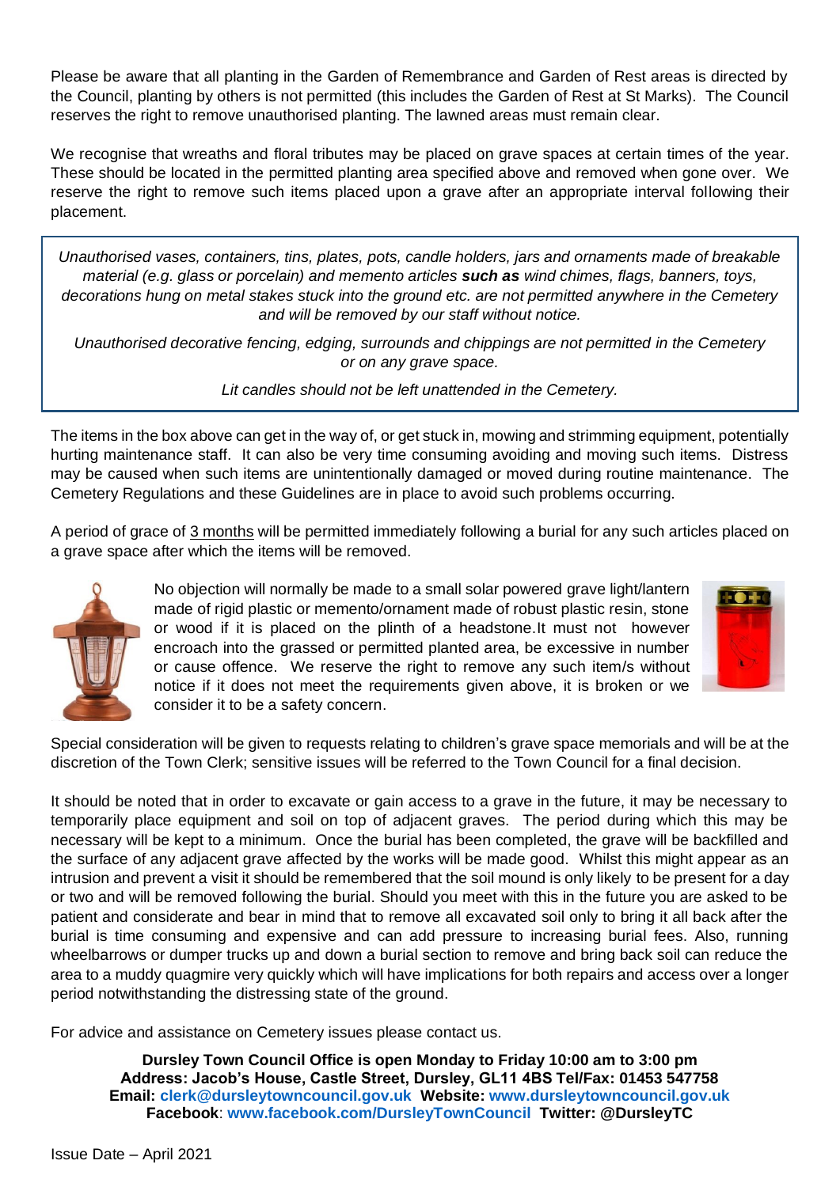Please be aware that all planting in the Garden of Remembrance and Garden of Rest areas is directed by the Council, planting by others is not permitted (this includes the Garden of Rest at St Marks). The Council reserves the right to remove unauthorised planting. The lawned areas must remain clear.

We recognise that wreaths and floral tributes may be placed on grave spaces at certain times of the year. These should be located in the permitted planting area specified above and removed when gone over. We reserve the right to remove such items placed upon a grave after an appropriate interval following their placement.

*Unauthorised vases, containers, tins, plates, pots, candle holders, jars and ornaments made of breakable material (e.g. glass or porcelain) and memento articles* ***such as*** *wind chimes, flags, banners, toys, decorations hung on metal stakes stuck into the ground etc. are not permitted anywhere in the Cemetery and will be removed by our staff without notice.*

*Unauthorised decorative fencing, edging, surrounds and chippings are not permitted in the Cemetery or on any grave space.*

*Lit candles should not be left unattended in the Cemetery.*

The items in the box above can get in the way of, or get stuck in, mowing and strimming equipment, potentially hurting maintenance staff. It can also be very time consuming avoiding and moving such items. Distress may be caused when such items are unintentionally damaged or moved during routine maintenance. The Cemetery Regulations and these Guidelines are in place to avoid such problems occurring.

A period of grace of 3 months will be permitted immediately following a burial for any such articles placed on a grave space after which the items will be removed.

No objection will normally be made to a small solar powered grave light/lantern made of rigid plastic or memento/ornament made of robust plastic resin, stone or wood if it is placed on the plinth of a headstone.It must not however encroach into the grassed or permitted planted area, be excessive in number or cause offence. We reserve the right to remove any such item/s without notice if it does not meet the requirements given above, it is broken or we consider it to be a safety concern.

Special consideration will be given to requests relating to children's grave space memorials and will be at the discretion of the Town Clerk; sensitive issues will be referred to the Town Council for a final decision.

It should be noted that in order to excavate or gain access to a grave in the future, it may be necessary to temporarily place equipment and soil on top of adjacent graves. The period during which this may be necessary will be kept to a minimum. Once the burial has been completed, the grave will be backfilled and the surface of any adjacent grave affected by the works will be made good. Whilst this might appear as an intrusion and prevent a visit it should be remembered that the soil mound is only likely to be present for a day or two and will be removed following the burial. Should you meet with this in the future you are asked to be patient and considerate and bear in mind that to remove all excavated soil only to bring it all back after the burial is time consuming and expensive and can add pressure to increasing burial fees. Also, running wheelbarrows or dumper trucks up and down a burial section to remove and bring back soil can reduce the area to a muddy quagmire very quickly which will have implications for both repairs and access over a longer period notwithstanding the distressing state of the ground.

For advice and assistance on Cemetery issues please contact us.

**Dursley Town Council Office is open Monday to Friday 10:00 am to 3:00 pm**
**Address: Jacob's House, Castle Street, Dursley, GL11 4BS Tel/Fax: 01453 547758**
**Email: clerk@dursleytowncouncil.gov.uk Website: www.dursleytowncouncil.gov.uk**
**Facebook: www.facebook.com/DursleyTownCouncil Twitter: @DursleyTC**

Issue Date – April 2021